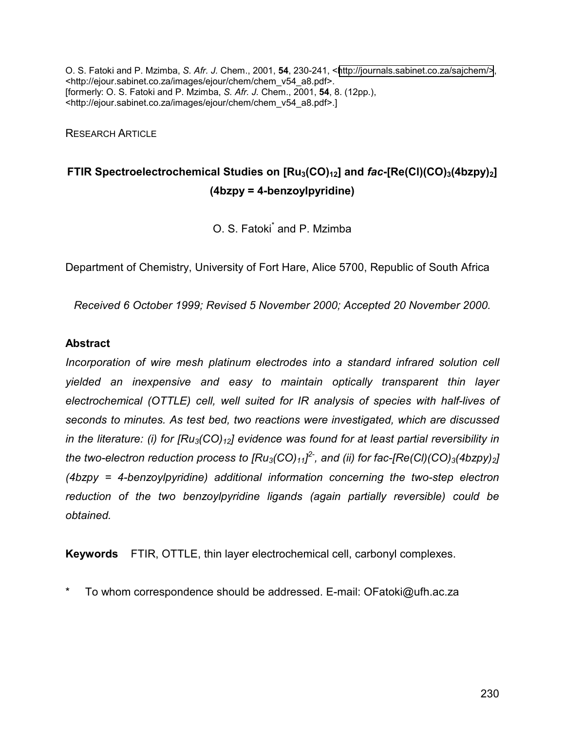O. S. Fatoki and P. Mzimba, *S. Afr. J.* Chem., 2001, **54**, 230-241, <http://journals.sabinet.co.za/sajchem/>, <http://ejour.sabinet.co.za/images/ejour/chem/chem_v54_a8.pdf>.
[formerly: O. S. Fatoki and P. Mzimba, *S. Afr. J.* Chem., 2001, **54**, 8. (12pp.), <http://ejour.sabinet.co.za/images/ejour/chem/chem_v54_a8.pdf>.]

RESEARCH ARTICLE

# FTIR Spectroelectrochemical Studies on $[Ru_3(CO)_{12}]$ and *fac*-$[Re(Cl)(CO)_3(4bzpy)_2]$ (4bzpy = 4-benzoylpyridine)

O. S. Fatoki* and P. Mzimba

Department of Chemistry, University of Fort Hare, Alice 5700, Republic of South Africa

*Received 6 October 1999; Revised 5 November 2000; Accepted 20 November 2000.*

## Abstract

*Incorporation of wire mesh platinum electrodes into a standard infrared solution cell yielded an inexpensive and easy to maintain optically transparent thin layer electrochemical (OTTLE) cell, well suited for IR analysis of species with half-lives of seconds to minutes. As test bed, two reactions were investigated, which are discussed in the literature: (i) for $[Ru_3(CO)_{12}]$ evidence was found for at least partial reversibility in the two-electron reduction process to $[Ru_3(CO)_{11}]^{2-}$, and (ii) for fac-$[Re(Cl)(CO)_3(4bzpy)_2]$ (4bzpy = 4-benzoylpyridine) additional information concerning the two-step electron reduction of the two benzoylpyridine ligands (again partially reversible) could be obtained.*

**Keywords** FTIR, OTTLE, thin layer electrochemical cell, carbonyl complexes.

\* To whom correspondence should be addressed. E-mail: OFatoki@ufh.ac.za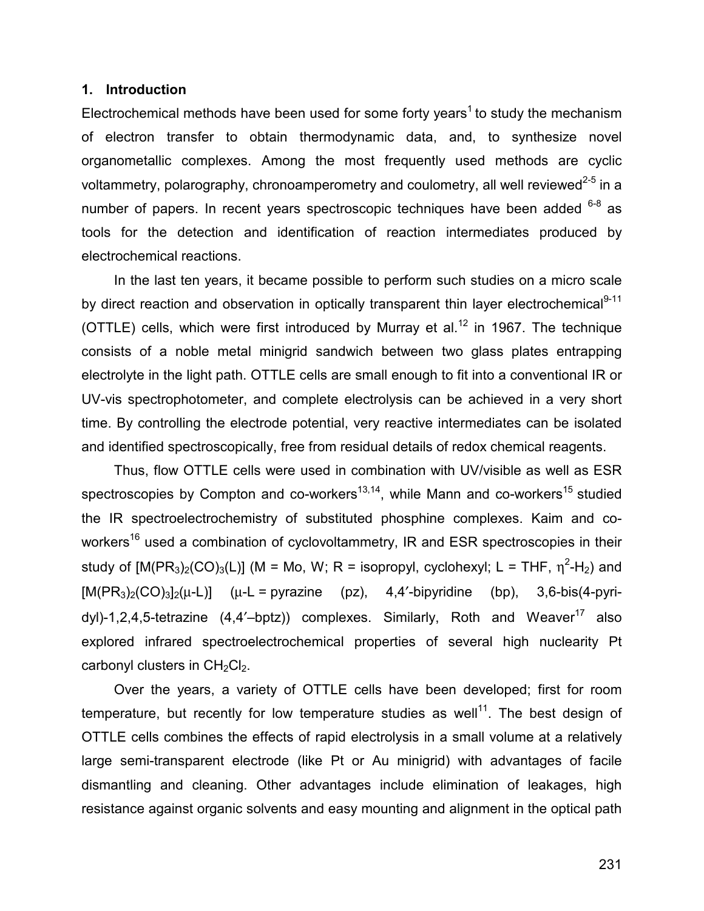## 1. Introduction

Electrochemical methods have been used for some forty years[1] to study the mechanism of electron transfer to obtain thermodynamic data, and, to synthesize novel organometallic complexes. Among the most frequently used methods are cyclic voltammetry, polarography, chronoamperometry and coulometry, all well reviewed[2-5] in a number of papers. In recent years spectroscopic techniques have been added [6-8] as tools for the detection and identification of reaction intermediates produced by electrochemical reactions.

In the last ten years, it became possible to perform such studies on a micro scale by direct reaction and observation in optically transparent thin layer electrochemical[9-11] (OTTLE) cells, which were first introduced by Murray et al.[12] in 1967. The technique consists of a noble metal minigrid sandwich between two glass plates entrapping electrolyte in the light path. OTTLE cells are small enough to fit into a conventional IR or UV-vis spectrophotometer, and complete electrolysis can be achieved in a very short time. By controlling the electrode potential, very reactive intermediates can be isolated and identified spectroscopically, free from residual details of redox chemical reagents.

Thus, flow OTTLE cells were used in combination with UV/visible as well as ESR spectroscopies by Compton and co-workers[13,14], while Mann and co-workers[15] studied the IR spectroelectrochemistry of substituted phosphine complexes. Kaim and co-workers[16] used a combination of cyclovoltammetry, IR and ESR spectroscopies in their study of $[M(PR_3)_2(CO)_3(L)]$ (M = Mo, W; R = isopropyl, cyclohexyl; L = THF, $\eta^2$-$H_2$) and $[M(PR_3)_2(CO)_3]_2(\mu\text{-}L)]$ ($\mu$-L = pyrazine (pz), 4,4′-bipyridine (bp), 3,6-bis(4-pyridyl)-1,2,4,5-tetrazine (4,4′–bptz)) complexes. Similarly, Roth and Weaver[17] also explored infrared spectroelectrochemical properties of several high nuclearity Pt carbonyl clusters in $CH_2Cl_2$.

Over the years, a variety of OTTLE cells have been developed; first for room temperature, but recently for low temperature studies as well[11]. The best design of OTTLE cells combines the effects of rapid electrolysis in a small volume at a relatively large semi-transparent electrode (like Pt or Au minigrid) with advantages of facile dismantling and cleaning. Other advantages include elimination of leakages, high resistance against organic solvents and easy mounting and alignment in the optical path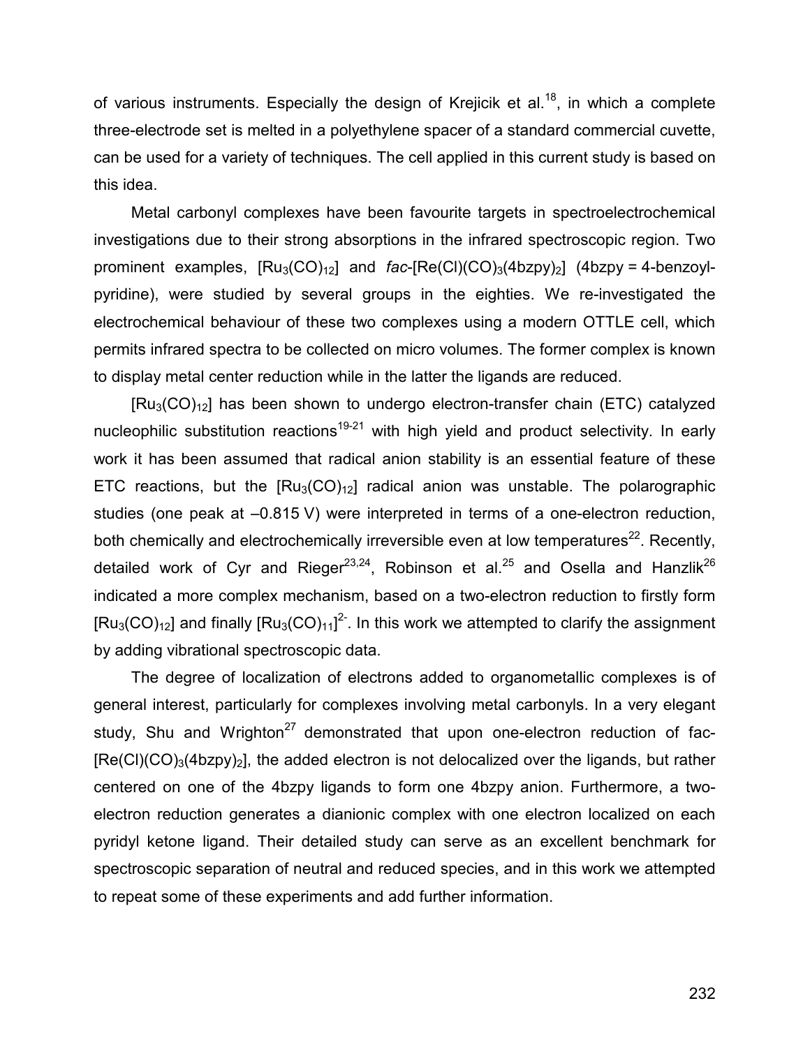of various instruments. Especially the design of Krejicik et al.[18], in which a complete three-electrode set is melted in a polyethylene spacer of a standard commercial cuvette, can be used for a variety of techniques. The cell applied in this current study is based on this idea.

Metal carbonyl complexes have been favourite targets in spectroelectrochemical investigations due to their strong absorptions in the infrared spectroscopic region. Two prominent examples, $[Ru_3(CO)_{12}]$ and *fac*-$[Re(Cl)(CO)_3(4bzpy)_2]$ (4bzpy = 4-benzoyl-pyridine), were studied by several groups in the eighties. We re-investigated the electrochemical behaviour of these two complexes using a modern OTTLE cell, which permits infrared spectra to be collected on micro volumes. The former complex is known to display metal center reduction while in the latter the ligands are reduced.

$[Ru_3(CO)_{12}]$ has been shown to undergo electron-transfer chain (ETC) catalyzed nucleophilic substitution reactions[19-21] with high yield and product selectivity. In early work it has been assumed that radical anion stability is an essential feature of these ETC reactions, but the $[Ru_3(CO)_{12}]$ radical anion was unstable. The polarographic studies (one peak at –0.815 V) were interpreted in terms of a one-electron reduction, both chemically and electrochemically irreversible even at low temperatures[22]. Recently, detailed work of Cyr and Rieger[23,24], Robinson et al.[25] and Osella and Hanzlik[26] indicated a more complex mechanism, based on a two-electron reduction to firstly form $[Ru_3(CO)_{12}]$ and finally $[Ru_3(CO)_{11}]^{2-}$. In this work we attempted to clarify the assignment by adding vibrational spectroscopic data.

The degree of localization of electrons added to organometallic complexes is of general interest, particularly for complexes involving metal carbonyls. In a very elegant study, Shu and Wrighton[27] demonstrated that upon one-electron reduction of fac-$[Re(Cl)(CO)_3(4bzpy)_2]$, the added electron is not delocalized over the ligands, but rather centered on one of the 4bzpy ligands to form one 4bzpy anion. Furthermore, a two-electron reduction generates a dianionic complex with one electron localized on each pyridyl ketone ligand. Their detailed study can serve as an excellent benchmark for spectroscopic separation of neutral and reduced species, and in this work we attempted to repeat some of these experiments and add further information.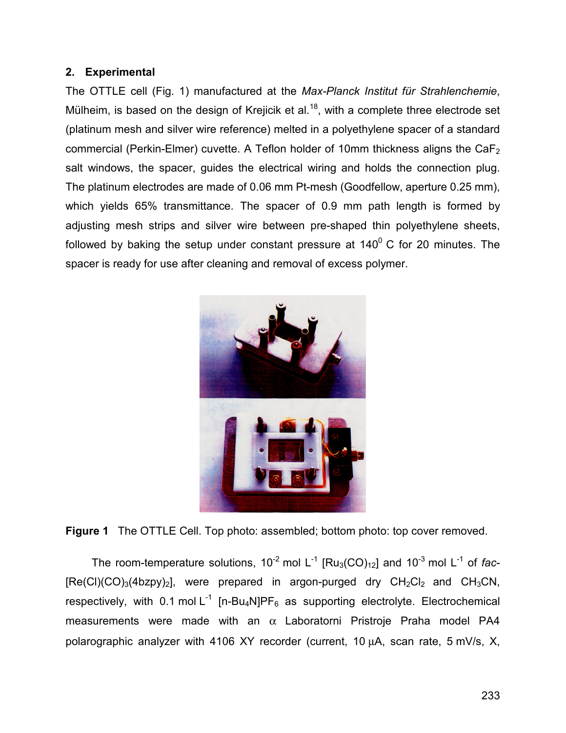## 2. Experimental

The OTTLE cell (Fig. 1) manufactured at the *Max-Planck Institut für Strahlenchemie*, Mülheim, is based on the design of Krejicik et al.[18], with a complete three electrode set (platinum mesh and silver wire reference) melted in a polyethylene spacer of a standard commercial (Perkin-Elmer) cuvette. A Teflon holder of 10mm thickness aligns the $CaF_2$ salt windows, the spacer, guides the electrical wiring and holds the connection plug. The platinum electrodes are made of 0.06 mm Pt-mesh (Goodfellow, aperture 0.25 mm), which yields 65% transmittance. The spacer of 0.9 mm path length is formed by adjusting mesh strips and silver wire between pre-shaped thin polyethylene sheets, followed by baking the setup under constant pressure at $140^0$ C for 20 minutes. The spacer is ready for use after cleaning and removal of excess polymer.

**Figure 1** The OTTLE Cell. Top photo: assembled; bottom photo: top cover removed.

The room-temperature solutions, $10^{-2}$ mol $L^{-1}$ $[Ru_3(CO)_{12}]$ and $10^{-3}$ mol $L^{-1}$ of *fac*-$[Re(Cl)(CO)_3(4bzpy)_2]$, were prepared in argon-purged dry $CH_2Cl_2$ and $CH_3CN$, respectively, with 0.1 mol $L^{-1}$ $[n\text{-}Bu_4N]PF_6$ as supporting electrolyte. Electrochemical measurements were made with an $\alpha$ Laboratorni Pristroje Praha model PA4 polarographic analyzer with 4106 XY recorder (current, 10 $\mu$A, scan rate, 5 mV/s, X,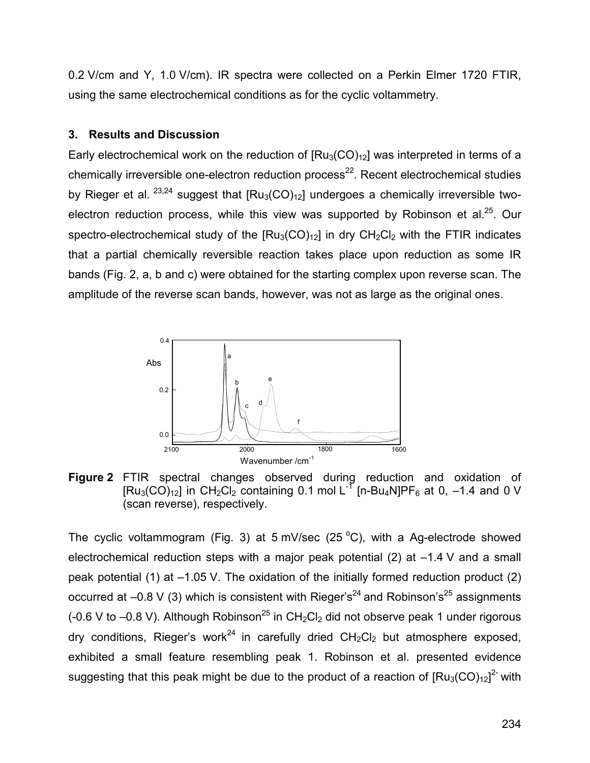0.2 V/cm and Y, 1.0 V/cm). IR spectra were collected on a Perkin Elmer 1720 FTIR, using the same electrochemical conditions as for the cyclic voltammetry.

### 3. Results and Discussion

Early electrochemical work on the reduction of $[Ru_3(CO)_{12}]$ was interpreted in terms of a chemically irreversible one-electron reduction process[22]. Recent electrochemical studies by Rieger et al. [23,24] suggest that $[Ru_3(CO)_{12}]$ undergoes a chemically irreversible two-electron reduction process, while this view was supported by Robinson et al.[25]. Our spectro-electrochemical study of the $[Ru_3(CO)_{12}]$ in dry $CH_2Cl_2$ with the FTIR indicates that a partial chemically reversible reaction takes place upon reduction as some IR bands (Fig. 2, a, b and c) were obtained for the starting complex upon reverse scan. The amplitude of the reverse scan bands, however, was not as large as the original ones.

**Figure 2** FTIR spectral changes observed during reduction and oxidation of $[Ru_3(CO)_{12}]$ in $CH_2Cl_2$ containing 0.1 mol $L^{-1}$ $[n\text{-}Bu_4N]PF_6$ at 0, –1.4 and 0 V (scan reverse), respectively.

The cyclic voltammogram (Fig. 3) at 5 mV/sec (25 °C), with a Ag-electrode showed electrochemical reduction steps with a major peak potential (2) at –1.4 V and a small peak potential (1) at –1.05 V. The oxidation of the initially formed reduction product (2) occurred at –0.8 V (3) which is consistent with Rieger's[24] and Robinson's[25] assignments (-0.6 V to –0.8 V). Although Robinson[25] in $CH_2Cl_2$ did not observe peak 1 under rigorous dry conditions, Rieger's work[24] in carefully dried $CH_2Cl_2$ but atmosphere exposed, exhibited a small feature resembling peak 1. Robinson et al. presented evidence suggesting that this peak might be due to the product of a reaction of $[Ru_3(CO)_{12}]^{2-}$ with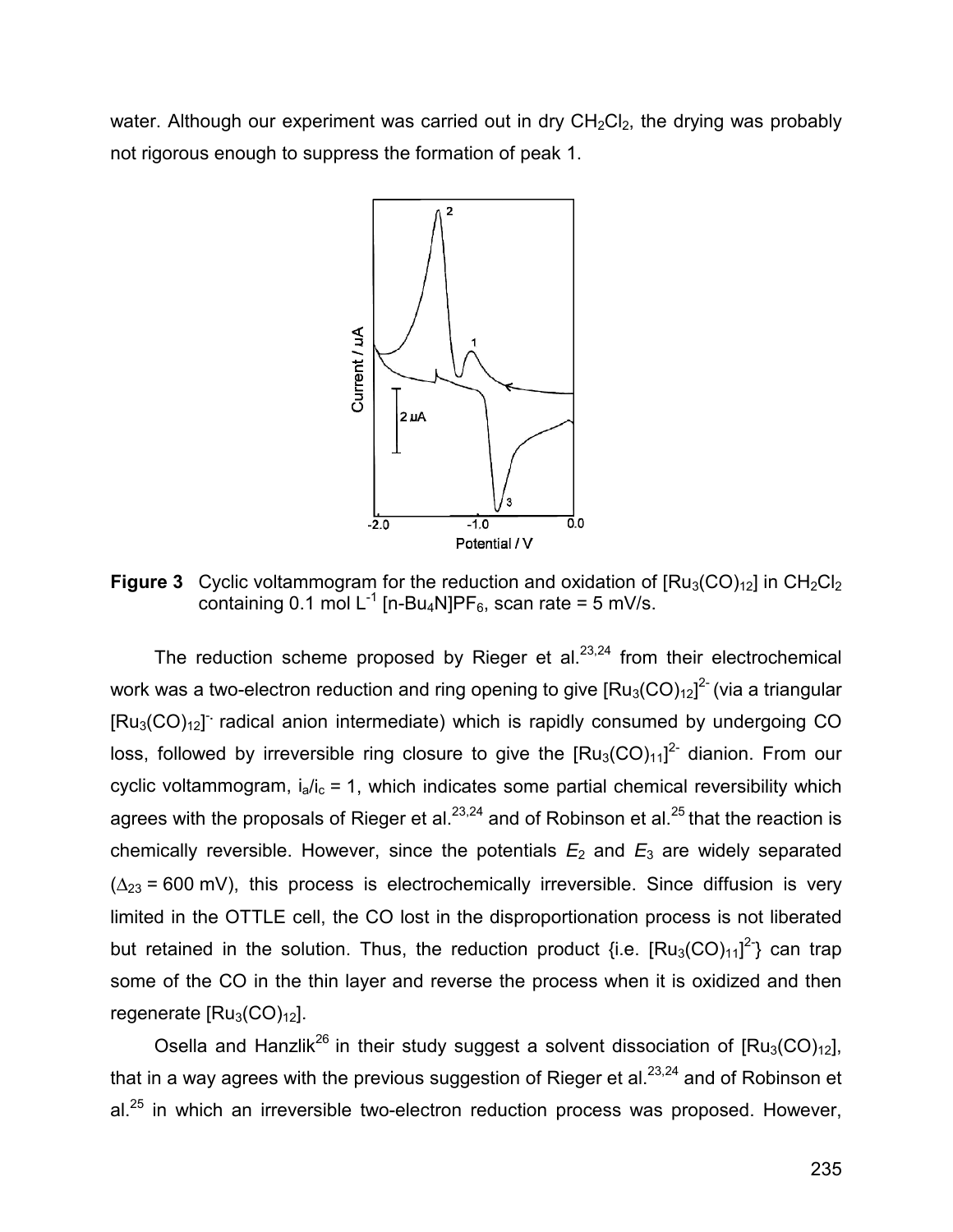water. Although our experiment was carried out in dry $CH_2Cl_2$, the drying was probably not rigorous enough to suppress the formation of peak 1.

**Figure 3** Cyclic voltammogram for the reduction and oxidation of $[Ru_3(CO)_{12}]$ in $CH_2Cl_2$ containing 0.1 mol $L^{-1}$ $[n\text{-}Bu_4N]PF_6$, scan rate = 5 mV/s.

The reduction scheme proposed by Rieger et al.[23,24] from their electrochemical work was a two-electron reduction and ring opening to give $[Ru_3(CO)_{12}]^{2-}$ (via a triangular $[Ru_3(CO)_{12}]^{\cdot-}$ radical anion intermediate) which is rapidly consumed by undergoing CO loss, followed by irreversible ring closure to give the $[Ru_3(CO)_{11}]^{2-}$ dianion. From our cyclic voltammogram, $i_a/i_c = 1$, which indicates some partial chemical reversibility which agrees with the proposals of Rieger et al.[23,24] and of Robinson et al.[25] that the reaction is chemically reversible. However, since the potentials $E_2$ and $E_3$ are widely separated ($\Delta_{23}$ = 600 mV), this process is electrochemically irreversible. Since diffusion is very limited in the OTTLE cell, the CO lost in the disproportionation process is not liberated but retained in the solution. Thus, the reduction product {i.e. $[Ru_3(CO)_{11}]^{2-}$} can trap some of the CO in the thin layer and reverse the process when it is oxidized and then regenerate $[Ru_3(CO)_{12}]$.

Osella and Hanzlik[26] in their study suggest a solvent dissociation of $[Ru_3(CO)_{12}]$, that in a way agrees with the previous suggestion of Rieger et al.[23,24] and of Robinson et al.[25] in which an irreversible two-electron reduction process was proposed. However,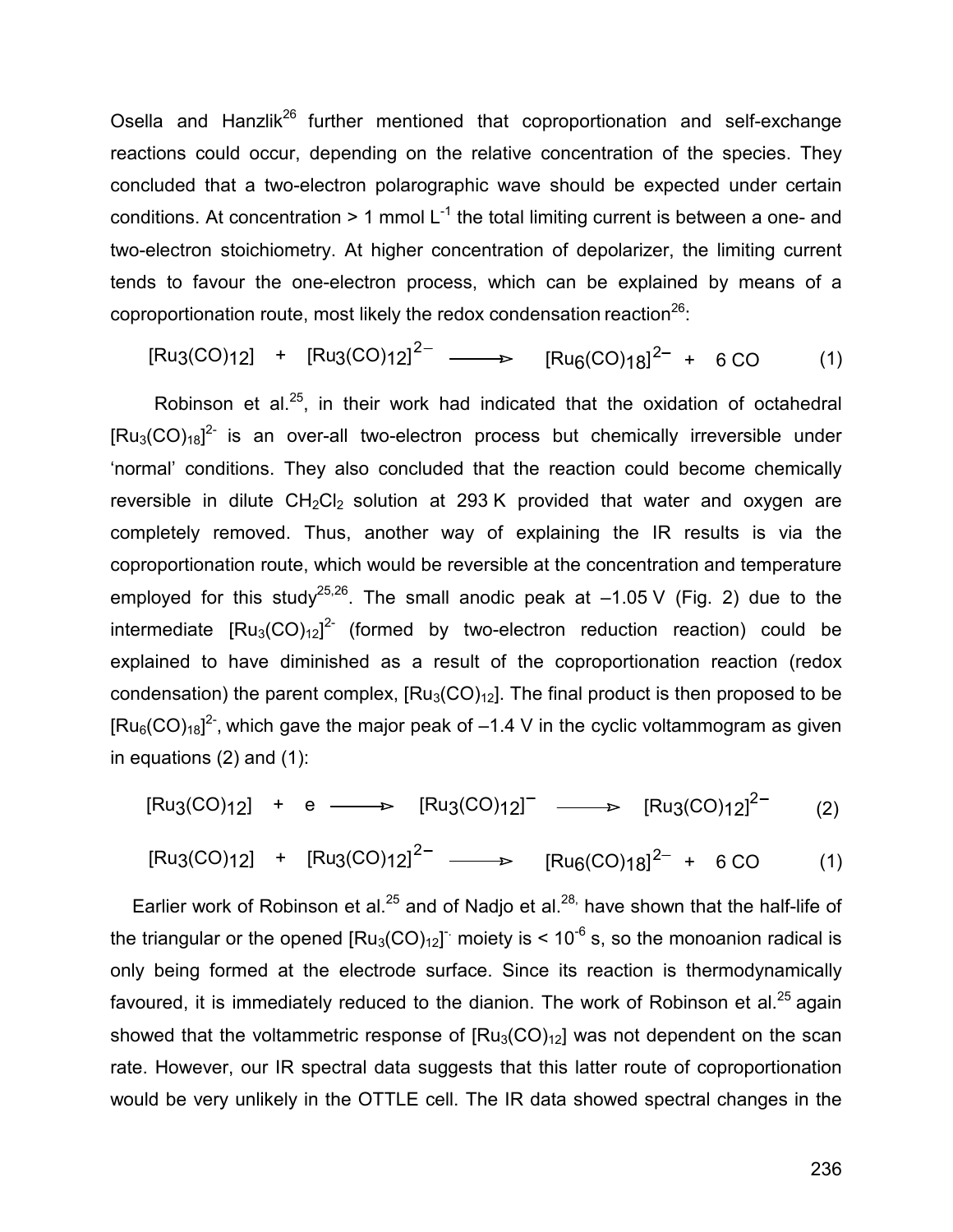Osella and Hanzlik[26] further mentioned that coproportionation and self-exchange reactions could occur, depending on the relative concentration of the species. They concluded that a two-electron polarographic wave should be expected under certain conditions. At concentration > 1 mmol $L^{-1}$ the total limiting current is between a one- and two-electron stoichiometry. At higher concentration of depolarizer, the limiting current tends to favour the one-electron process, which can be explained by means of a coproportionation route, most likely the redox condensation reaction[26]:

$$[Ru_3(CO)_{12}] \quad + \quad [Ru_3(CO)_{12}]^{2-} \longrightarrow [Ru_6(CO)_{18}]^{2-} \quad + \quad 6\ CO \qquad (1)$$

Robinson et al.[25], in their work had indicated that the oxidation of octahedral $[Ru_3(CO)_{18}]^{2-}$ is an over-all two-electron process but chemically irreversible under 'normal' conditions. They also concluded that the reaction could become chemically reversible in dilute $CH_2Cl_2$ solution at 293 K provided that water and oxygen are completely removed. Thus, another way of explaining the IR results is via the coproportionation route, which would be reversible at the concentration and temperature employed for this study[25,26]. The small anodic peak at –1.05 V (Fig. 2) due to the intermediate $[Ru_3(CO)_{12}]^{2-}$ (formed by two-electron reduction reaction) could be explained to have diminished as a result of the coproportionation reaction (redox condensation) the parent complex, $[Ru_3(CO)_{12}]$. The final product is then proposed to be $[Ru_6(CO)_{18}]^{2-}$, which gave the major peak of –1.4 V in the cyclic voltammogram as given in equations (2) and (1):

$$[Ru_3(CO)_{12}] \quad + \quad e \longrightarrow [Ru_3(CO)_{12}]^{-} \longrightarrow [Ru_3(CO)_{12}]^{2-} \qquad (2)$$

$$[Ru_3(CO)_{12}] \quad + \quad [Ru_3(CO)_{12}]^{2-} \longrightarrow [Ru_6(CO)_{18}]^{2-} \quad + \quad 6\ CO \qquad (1)$$

Earlier work of Robinson et al.[25] and of Nadjo et al.[28] have shown that the half-life of the triangular or the opened $[Ru_3(CO)_{12}]^{-\cdot}$ moiety is < $10^{-6}$ s, so the monoanion radical is only being formed at the electrode surface. Since its reaction is thermodynamically favoured, it is immediately reduced to the dianion. The work of Robinson et al.[25] again showed that the voltammetric response of $[Ru_3(CO)_{12}]$ was not dependent on the scan rate. However, our IR spectral data suggests that this latter route of coproportionation would be very unlikely in the OTTLE cell. The IR data showed spectral changes in the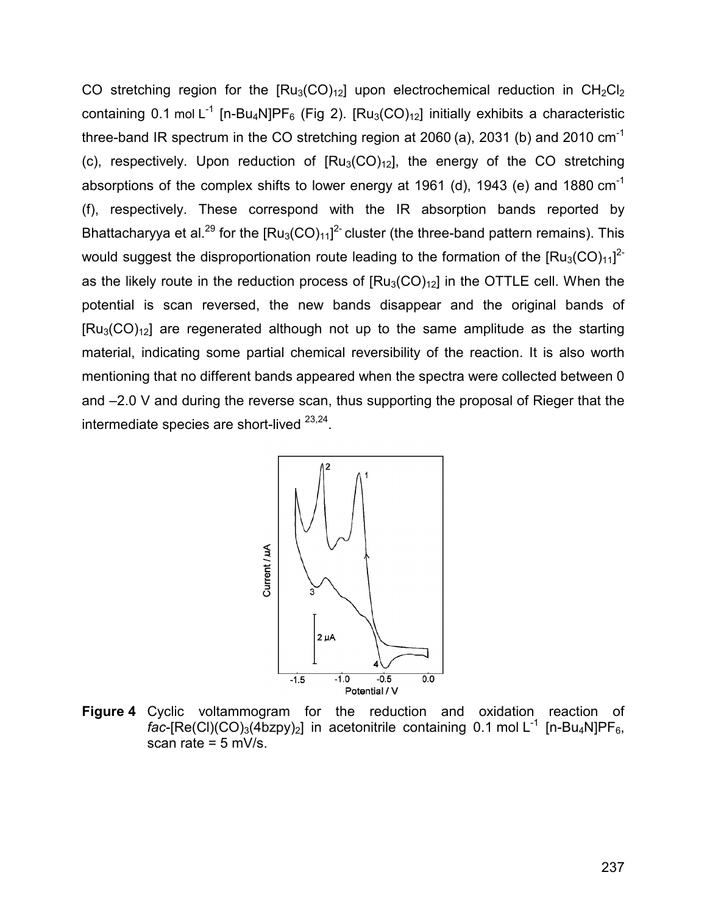CO stretching region for the $[Ru_3(CO)_{12}]$ upon electrochemical reduction in $CH_2Cl_2$ containing 0.1 mol $L^{-1}$ $[n\text{-}Bu_4N]PF_6$ (Fig 2). $[Ru_3(CO)_{12}]$ initially exhibits a characteristic three-band IR spectrum in the CO stretching region at 2060 (a), 2031 (b) and 2010 $cm^{-1}$ (c), respectively. Upon reduction of $[Ru_3(CO)_{12}]$, the energy of the CO stretching absorptions of the complex shifts to lower energy at 1961 (d), 1943 (e) and 1880 $cm^{-1}$ (f), respectively. These correspond with the IR absorption bands reported by Bhattacharyya et al.[29] for the $[Ru_3(CO)_{11}]^{2-}$ cluster (the three-band pattern remains). This would suggest the disproportionation route leading to the formation of the $[Ru_3(CO)_{11}]^{2-}$ as the likely route in the reduction process of $[Ru_3(CO)_{12}]$ in the OTTLE cell. When the potential is scan reversed, the new bands disappear and the original bands of $[Ru_3(CO)_{12}]$ are regenerated although not up to the same amplitude as the starting material, indicating some partial chemical reversibility of the reaction. It is also worth mentioning that no different bands appeared when the spectra were collected between 0 and –2.0 V and during the reverse scan, thus supporting the proposal of Rieger that the intermediate species are short-lived [23,24].

**Figure 4** Cyclic voltammogram for the reduction and oxidation reaction of *fac*-$[Re(Cl)(CO)_3(4bzpy)_2]$ in acetonitrile containing 0.1 mol $L^{-1}$ $[n\text{-}Bu_4N]PF_6$, scan rate = 5 mV/s.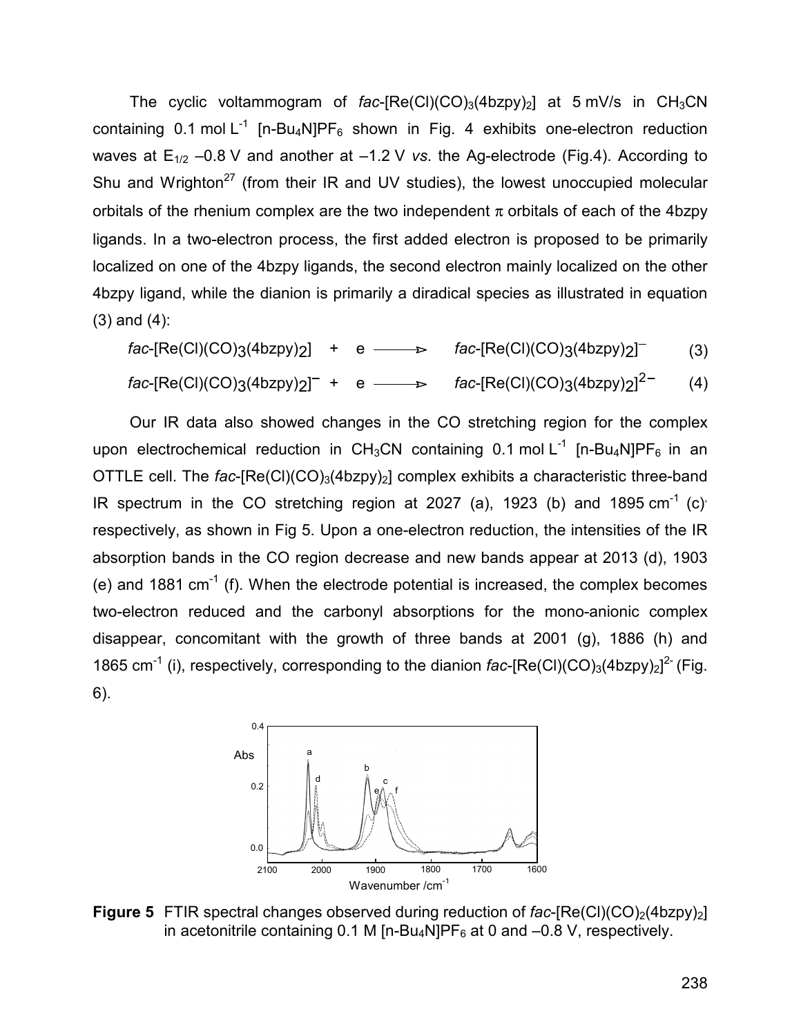The cyclic voltammogram of *fac*-[Re(Cl)$(CO)_3$$(4bzpy)_2$] at 5 mV/s in $CH_3CN$ containing 0.1 mol $L^{-1}$ [n-$Bu_4N$]$PF_6$ shown in Fig. 4 exhibits one-electron reduction waves at $E_{1/2}$ –0.8 V and another at –1.2 V *vs*. the Ag-electrode (Fig.4). According to Shu and Wrighton[27] (from their IR and UV studies), the lowest unoccupied molecular orbitals of the rhenium complex are the two independent $\pi$ orbitals of each of the 4bzpy ligands. In a two-electron process, the first added electron is proposed to be primarily localized on one of the 4bzpy ligands, the second electron mainly localized on the other 4bzpy ligand, while the dianion is primarily a diradical species as illustrated in equation (3) and (4):

$$fac\text{-}[Re(Cl)(CO)_3(4bzpy)_2] + e \longrightarrow fac\text{-}[Re(Cl)(CO)_3(4bzpy)_2]^- \quad (3)$$

$$fac\text{-}[Re(Cl)(CO)_3(4bzpy)_2]^- + e \longrightarrow fac\text{-}[Re(Cl)(CO)_3(4bzpy)_2]^{2-} \quad (4)$$

Our IR data also showed changes in the CO stretching region for the complex upon electrochemical reduction in $CH_3CN$ containing 0.1 mol $L^{-1}$ [n-$Bu_4N$]$PF_6$ in an OTTLE cell. The *fac*-[Re(Cl)$(CO)_3$$(4bzpy)_2$] complex exhibits a characteristic three-band IR spectrum in the CO stretching region at 2027 (a), 1923 (b) and 1895 $cm^{-1}$ (c), respectively, as shown in Fig 5. Upon a one-electron reduction, the intensities of the IR absorption bands in the CO region decrease and new bands appear at 2013 (d), 1903 (e) and 1881 $cm^{-1}$ (f). When the electrode potential is increased, the complex becomes two-electron reduced and the carbonyl absorptions for the mono-anionic complex disappear, concomitant with the growth of three bands at 2001 (g), 1886 (h) and 1865 $cm^{-1}$ (i), respectively, corresponding to the dianion *fac*-[Re(Cl)$(CO)_3$$(4bzpy)_2$]$^{2-}$ (Fig. 6).

**Figure 5** FTIR spectral changes observed during reduction of *fac*-[Re(Cl)$(CO)_2$$(4bzpy)_2$] in acetonitrile containing 0.1 M [n-$Bu_4N$]$PF_6$ at 0 and –0.8 V, respectively.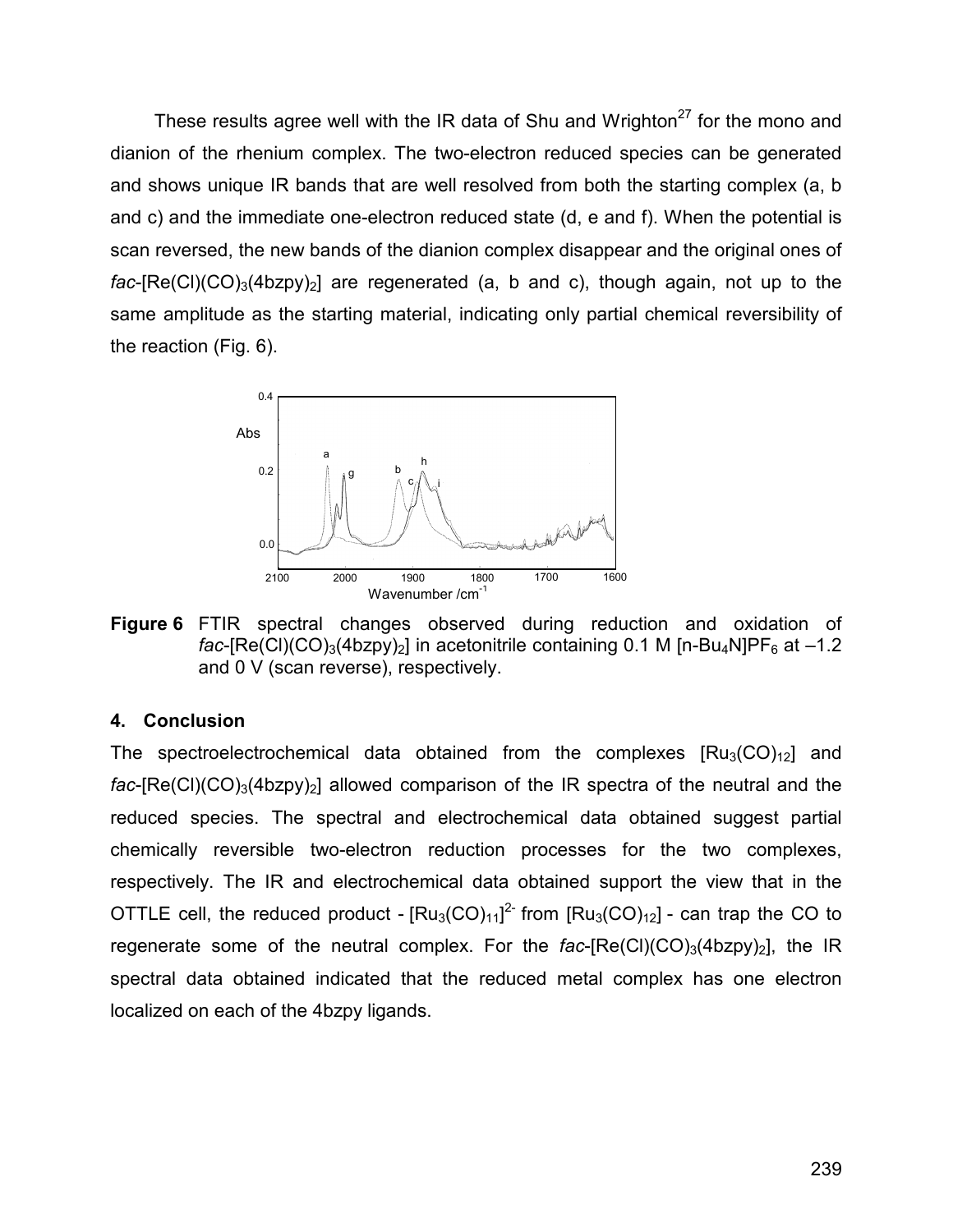These results agree well with the IR data of Shu and Wrighton[27] for the mono and dianion of the rhenium complex. The two-electron reduced species can be generated and shows unique IR bands that are well resolved from both the starting complex (a, b and c) and the immediate one-electron reduced state (d, e and f). When the potential is scan reversed, the new bands of the dianion complex disappear and the original ones of *fac*-[Re(Cl)(CO)$_3$(4bzpy)$_2$] are regenerated (a, b and c), though again, not up to the same amplitude as the starting material, indicating only partial chemical reversibility of the reaction (Fig. 6).

**Figure 6** FTIR spectral changes observed during reduction and oxidation of *fac*-[Re(Cl)(CO)$_3$(4bzpy)$_2$] in acetonitrile containing 0.1 M [n-Bu$_4$N]PF$_6$ at –1.2 and 0 V (scan reverse), respectively.

## 4. Conclusion

The spectroelectrochemical data obtained from the complexes [Ru$_3$(CO)$_{12}$] and *fac*-[Re(Cl)(CO)$_3$(4bzpy)$_2$] allowed comparison of the IR spectra of the neutral and the reduced species. The spectral and electrochemical data obtained suggest partial chemically reversible two-electron reduction processes for the two complexes, respectively. The IR and electrochemical data obtained support the view that in the OTTLE cell, the reduced product - $[Ru_3(CO)_{11}]^{2-}$ from [Ru$_3$(CO)$_{12}$] - can trap the CO to regenerate some of the neutral complex. For the *fac*-[Re(Cl)(CO)$_3$(4bzpy)$_2$], the IR spectral data obtained indicated that the reduced metal complex has one electron localized on each of the 4bzpy ligands.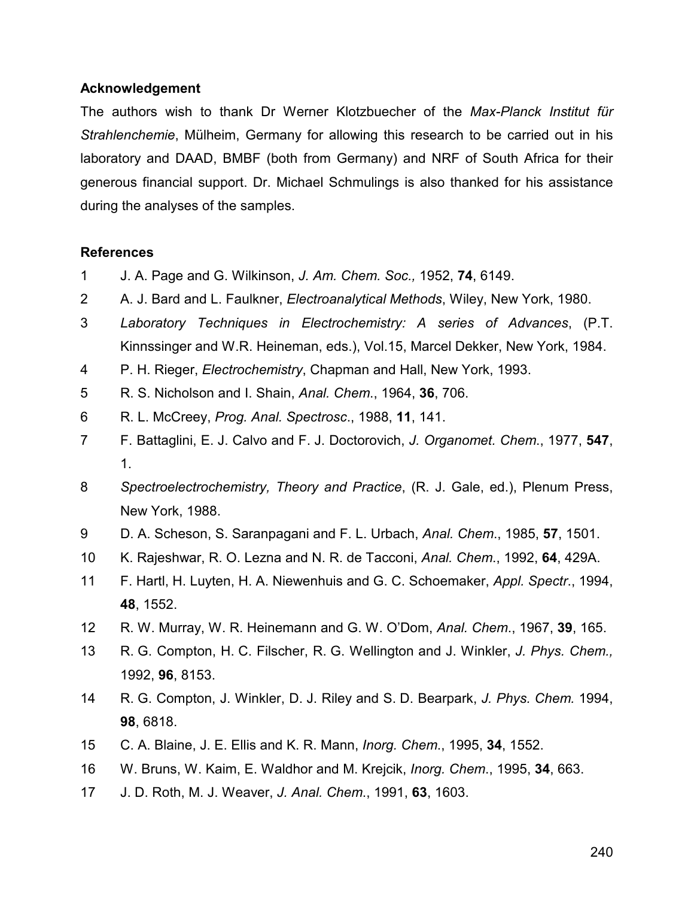## Acknowledgement

The authors wish to thank Dr Werner Klotzbuecher of the *Max-Planck Institut für Strahlenchemie*, Mülheim, Germany for allowing this research to be carried out in his laboratory and DAAD, BMBF (both from Germany) and NRF of South Africa for their generous financial support. Dr. Michael Schmulings is also thanked for his assistance during the analyses of the samples.

## References

1. J. A. Page and G. Wilkinson, *J. Am. Chem. Soc.,* 1952, **74**, 6149.
2. A. J. Bard and L. Faulkner, *Electroanalytical Methods*, Wiley, New York, 1980.
3. *Laboratory Techniques in Electrochemistry: A series of Advances*, (P.T. Kinnssinger and W.R. Heineman, eds.), Vol.15, Marcel Dekker, New York, 1984.
4. P. H. Rieger, *Electrochemistry*, Chapman and Hall, New York, 1993.
5. R. S. Nicholson and I. Shain, *Anal. Chem.*, 1964, **36**, 706.
6. R. L. McCreey, *Prog. Anal. Spectrosc*., 1988, **11**, 141.
7. F. Battaglini, E. J. Calvo and F. J. Doctorovich, *J. Organomet. Chem.*, 1977, **547**, 1.
8. *Spectroelectrochemistry, Theory and Practice*, (R. J. Gale, ed.), Plenum Press, New York, 1988.
9. D. A. Scheson, S. Saranpagani and F. L. Urbach, *Anal. Chem.*, 1985, **57**, 1501.
10. K. Rajeshwar, R. O. Lezna and N. R. de Tacconi, *Anal. Chem.*, 1992, **64**, 429A.
11. F. Hartl, H. Luyten, H. A. Niewenhuis and G. C. Schoemaker, *Appl. Spectr.*, 1994, **48**, 1552.
12. R. W. Murray, W. R. Heinemann and G. W. O'Dom, *Anal. Chem.*, 1967, **39**, 165.
13. R. G. Compton, H. C. Filscher, R. G. Wellington and J. Winkler, *J. Phys. Chem.,* 1992, **96**, 8153.
14. R. G. Compton, J. Winkler, D. J. Riley and S. D. Bearpark, *J. Phys. Chem.* 1994, **98**, 6818.
15. C. A. Blaine, J. E. Ellis and K. R. Mann, *Inorg. Chem.*, 1995, **34**, 1552.
16. W. Bruns, W. Kaim, E. Waldhor and M. Krejcik, *Inorg. Chem.*, 1995, **34**, 663.
17. J. D. Roth, M. J. Weaver, *J. Anal. Chem.*, 1991, **63**, 1603.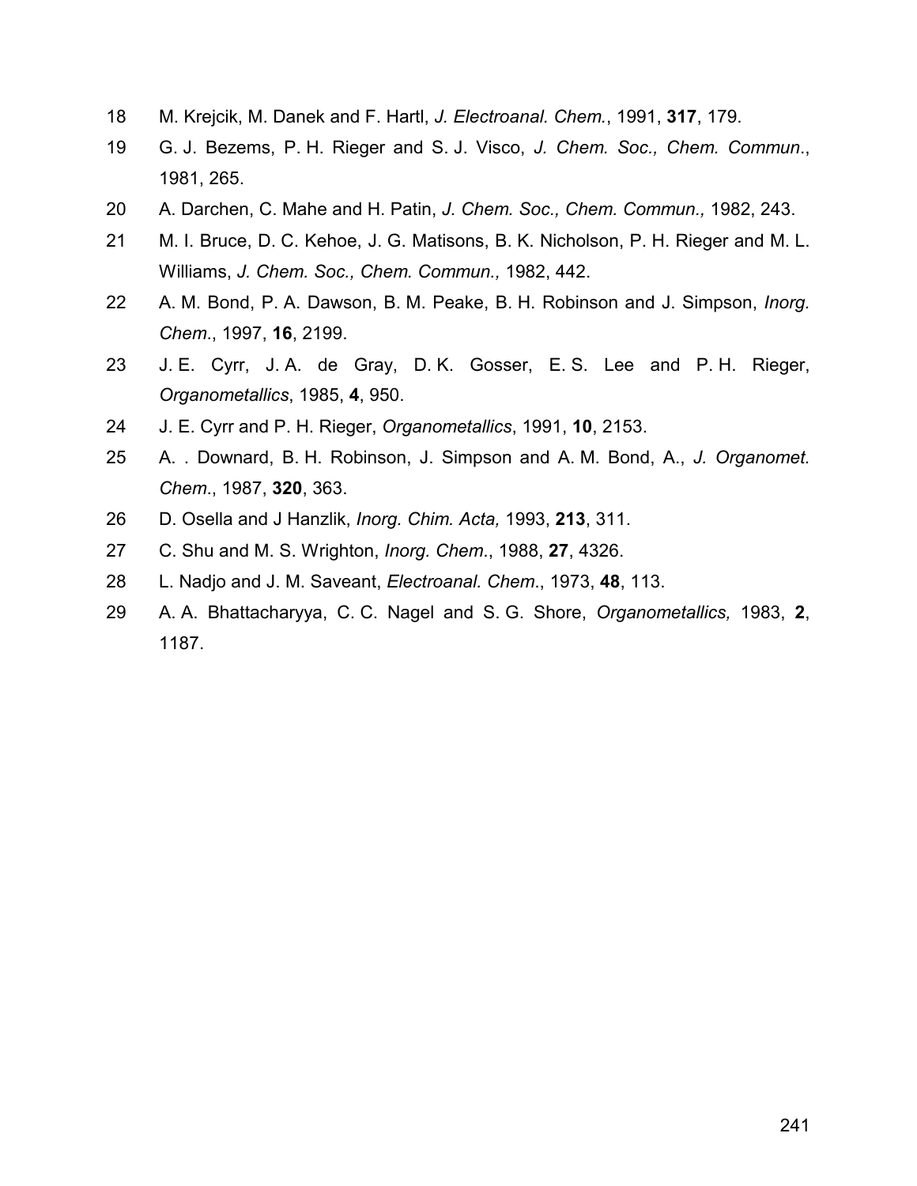18 M. Krejcik, M. Danek and F. Hartl, *J. Electroanal. Chem.*, 1991, **317**, 179.

19 G. J. Bezems, P. H. Rieger and S. J. Visco, *J. Chem. Soc., Chem. Commun.*, 1981, 265.

20 A. Darchen, C. Mahe and H. Patin, *J. Chem. Soc., Chem. Commun.,* 1982, 243.

21 M. I. Bruce, D. C. Kehoe, J. G. Matisons, B. K. Nicholson, P. H. Rieger and M. L. Williams, *J. Chem. Soc., Chem. Commun.,* 1982, 442.

22 A. M. Bond, P. A. Dawson, B. M. Peake, B. H. Robinson and J. Simpson, *Inorg. Chem.*, 1997, **16**, 2199.

23 J. E. Cyrr, J. A. de Gray, D. K. Gosser, E. S. Lee and P. H. Rieger, *Organometallics*, 1985, **4**, 950.

24 J. E. Cyrr and P. H. Rieger, *Organometallics*, 1991, **10**, 2153.

25 A. . Downard, B. H. Robinson, J. Simpson and A. M. Bond, A., *J. Organomet. Chem.*, 1987, **320**, 363.

26 D. Osella and J Hanzlik, *Inorg. Chim. Acta,* 1993, **213**, 311.

27 C. Shu and M. S. Wrighton, *Inorg. Chem.*, 1988, **27**, 4326.

28 L. Nadjo and J. M. Saveant, *Electroanal. Chem.*, 1973, **48**, 113.

29 A. A. Bhattacharyya, C. C. Nagel and S. G. Shore, *Organometallics,* 1983, **2**, 1187.